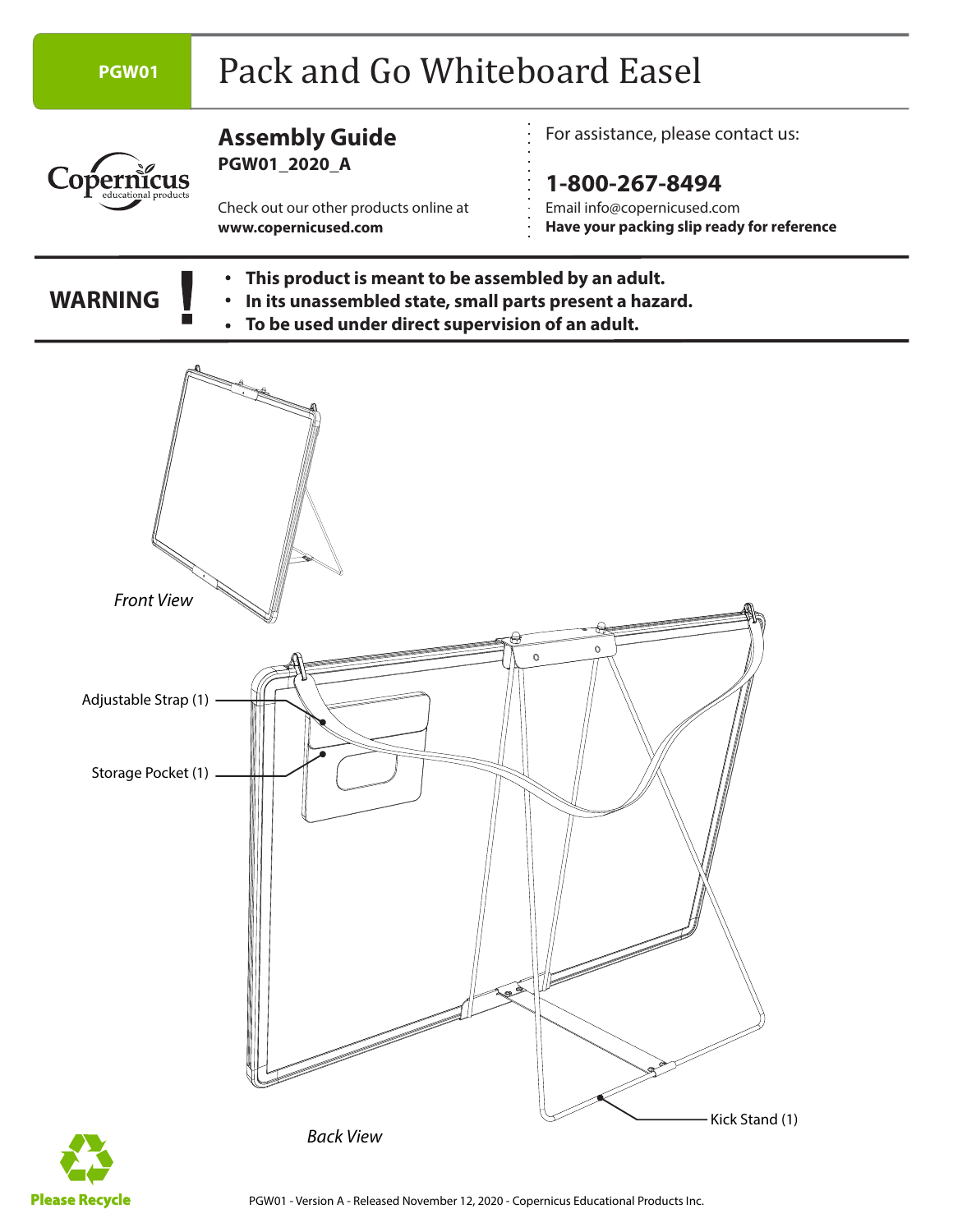PGW01

# Pack and Go Whiteboard Easel

## Assembly Guide

**PGW01_2020_A**

Check out our other products online at
**www.copernicused.com**

For assistance, please contact us:

**1-800-267-8494**

Email info@copernicused.com
**Have your packing slip ready for reference**

**WARNING !**

- **This product is meant to be assembled by an adult.**
- **In its unassembled state, small parts present a hazard.**
- **To be used under direct supervision of an adult.**

*Front View*

Adjustable Strap (1)

Storage Pocket (1)

Kick Stand (1)

*Back View*

**Please Recycle**

PGW01 - Version A - Released November 12, 2020 - Copernicus Educational Products Inc.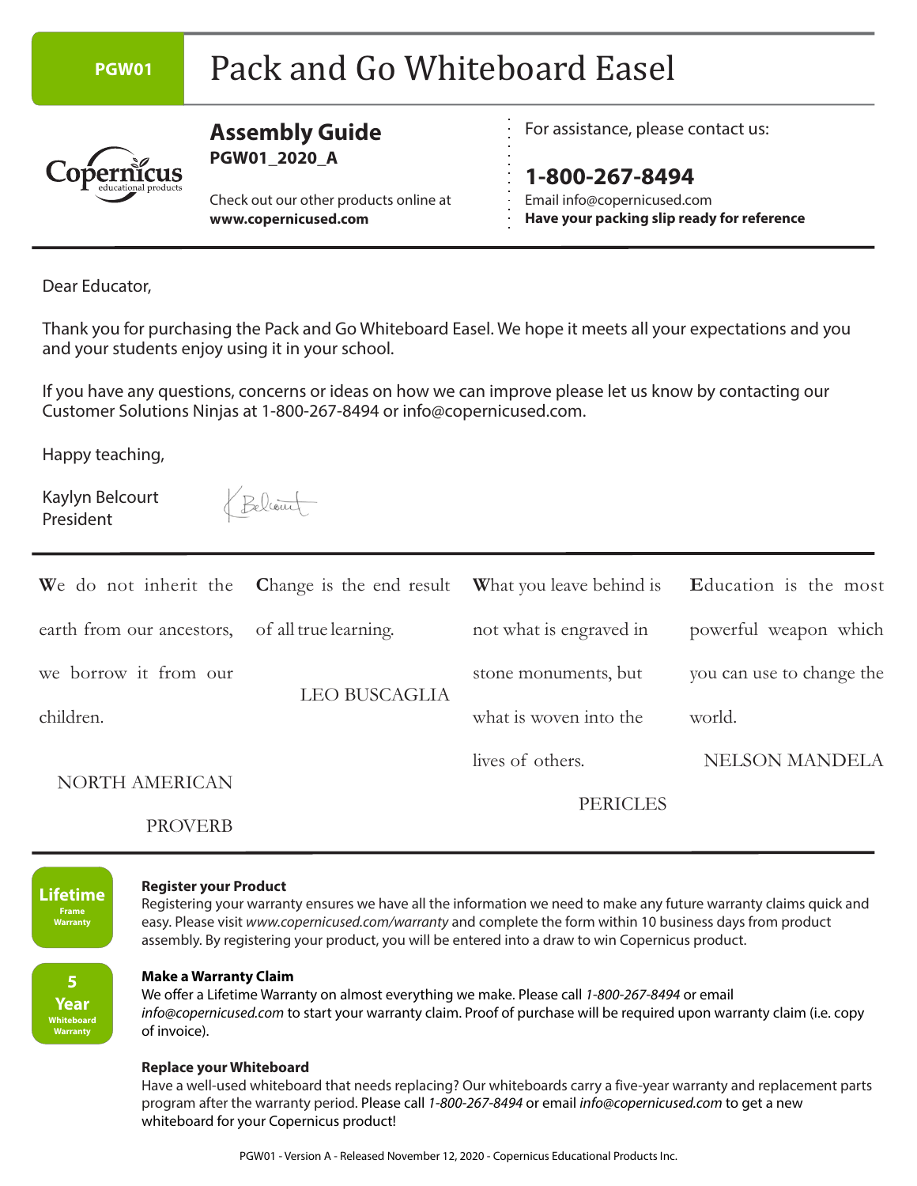PGW01

# Pack and Go Whiteboard Easel

## Assembly Guide

**PGW01_2020_A**

Check out our other products online at
**www.copernicused.com**

For assistance, please contact us:

**1-800-267-8494**

Email info@copernicused.com

**Have your packing slip ready for reference**

Dear Educator,

Thank you for purchasing the Pack and Go Whiteboard Easel. We hope it meets all your expectations and you and your students enjoy using it in your school.

If you have any questions, concerns or ideas on how we can improve please let us know by contacting our Customer Solutions Ninjas at 1-800-267-8494 or info@copernicused.com.

Happy teaching,

Kaylyn Belcourt
President

We do not inherit the earth from our ancestors, we borrow it from our children.

NORTH AMERICAN PROVERB

Change is the end result of all true learning.

LEO BUSCAGLIA

What you leave behind is not what is engraved in stone monuments, but what is woven into the lives of others.

PERICLES

Education is the most powerful weapon which you can use to change the world.

NELSON MANDELA

**Lifetime** Frame Warranty

**5 Year** Whiteboard Warranty

**Register your Product**
Registering your warranty ensures we have all the information we need to make any future warranty claims quick and easy. Please visit *www.copernicused.com/warranty* and complete the form within 10 business days from product assembly. By registering your product, you will be entered into a draw to win Copernicus product.

**Make a Warranty Claim**
We offer a Lifetime Warranty on almost everything we make. Please call *1-800-267-8494* or email *info@copernicused.com* to start your warranty claim. Proof of purchase will be required upon warranty claim (i.e. copy of invoice).

**Replace your Whiteboard**
Have a well-used whiteboard that needs replacing? Our whiteboards carry a five-year warranty and replacement parts program after the warranty period. Please call *1-800-267-8494* or email *info@copernicused.com* to get a new whiteboard for your Copernicus product!

PGW01 - Version A - Released November 12, 2020 - Copernicus Educational Products Inc.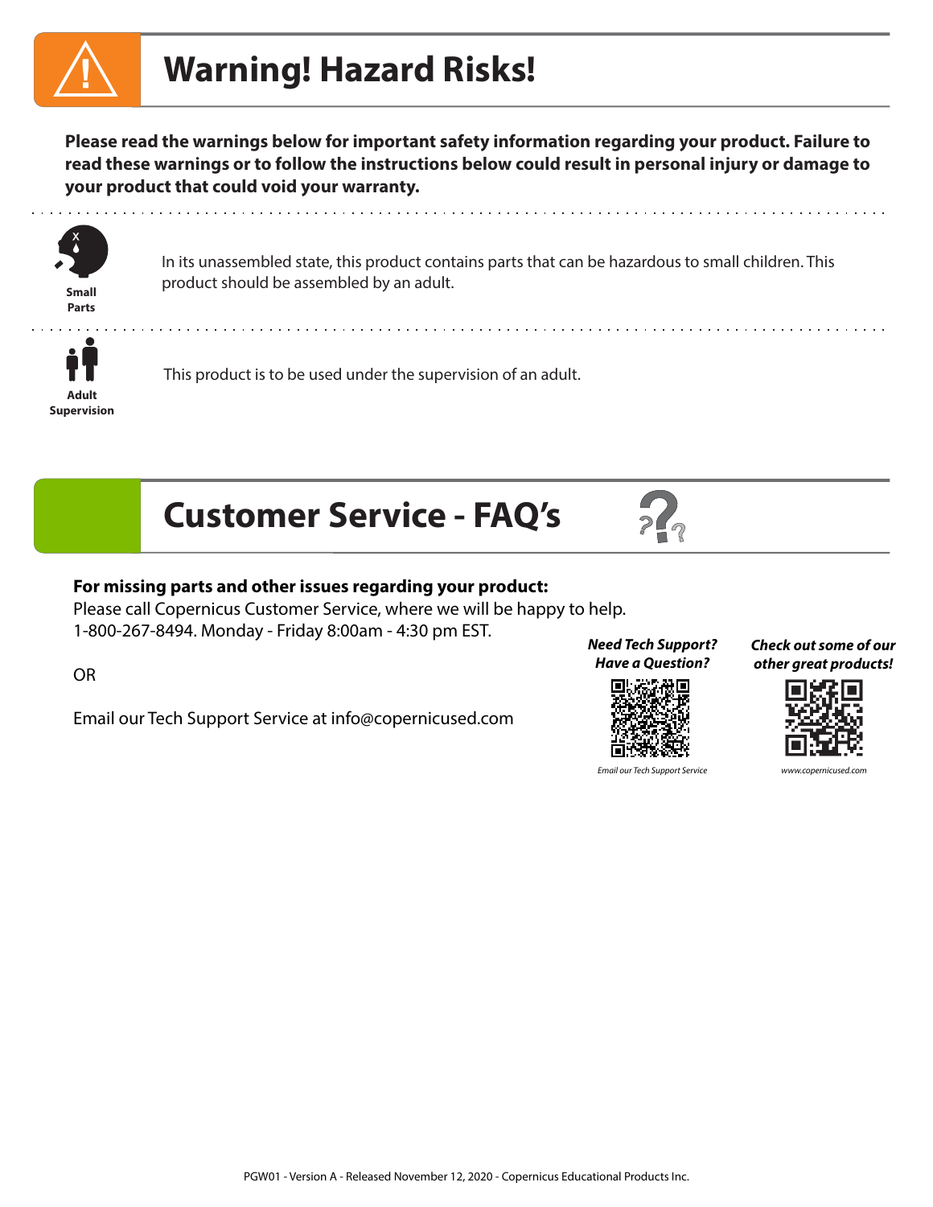# Warning! Hazard Risks!

**Please read the warnings below for important safety information regarding your product. Failure to read these warnings or to follow the instructions below could result in personal injury or damage to your product that could void your warranty.**

**Small Parts**

In its unassembled state, this product contains parts that can be hazardous to small children. This product should be assembled by an adult.

**Adult Supervision**

This product is to be used under the supervision of an adult.

# Customer Service - FAQ's

**For missing parts and other issues regarding your product:**
Please call Copernicus Customer Service, where we will be happy to help.
1-800-267-8494. Monday - Friday 8:00am - 4:30 pm EST.

OR

Email our Tech Support Service at info@copernicused.com

***Need Tech Support? Have a Question?***

*Email our Tech Support Service*

***Check out some of our other great products!***

*www.copernicused.com*

PGW01 - Version A - Released November 12, 2020 - Copernicus Educational Products Inc.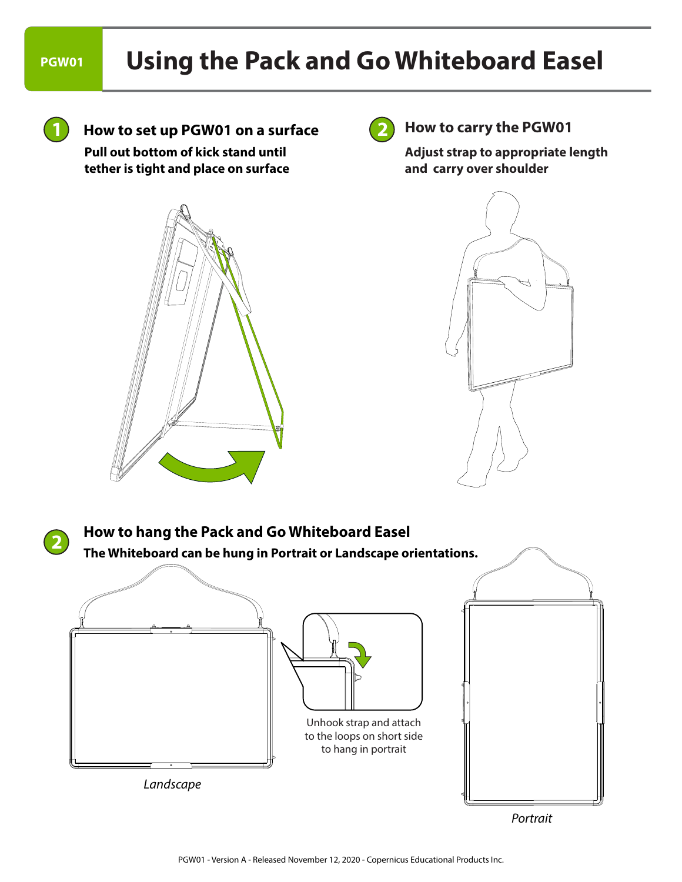# Using the Pack and Go Whiteboard Easel

PGW01

## 1 How to set up PGW01 on a surface

**Pull out bottom of kick stand until tether is tight and place on surface**

## 2 How to carry the PGW01

**Adjust strap to appropriate length and carry over shoulder**

## 2 How to hang the Pack and Go Whiteboard Easel

**The Whiteboard can be hung in Portrait or Landscape orientations.**

*Landscape*

Unhook strap and attach to the loops on short side to hang in portrait

*Portrait*

PGW01 - Version A - Released November 12, 2020 - Copernicus Educational Products Inc.